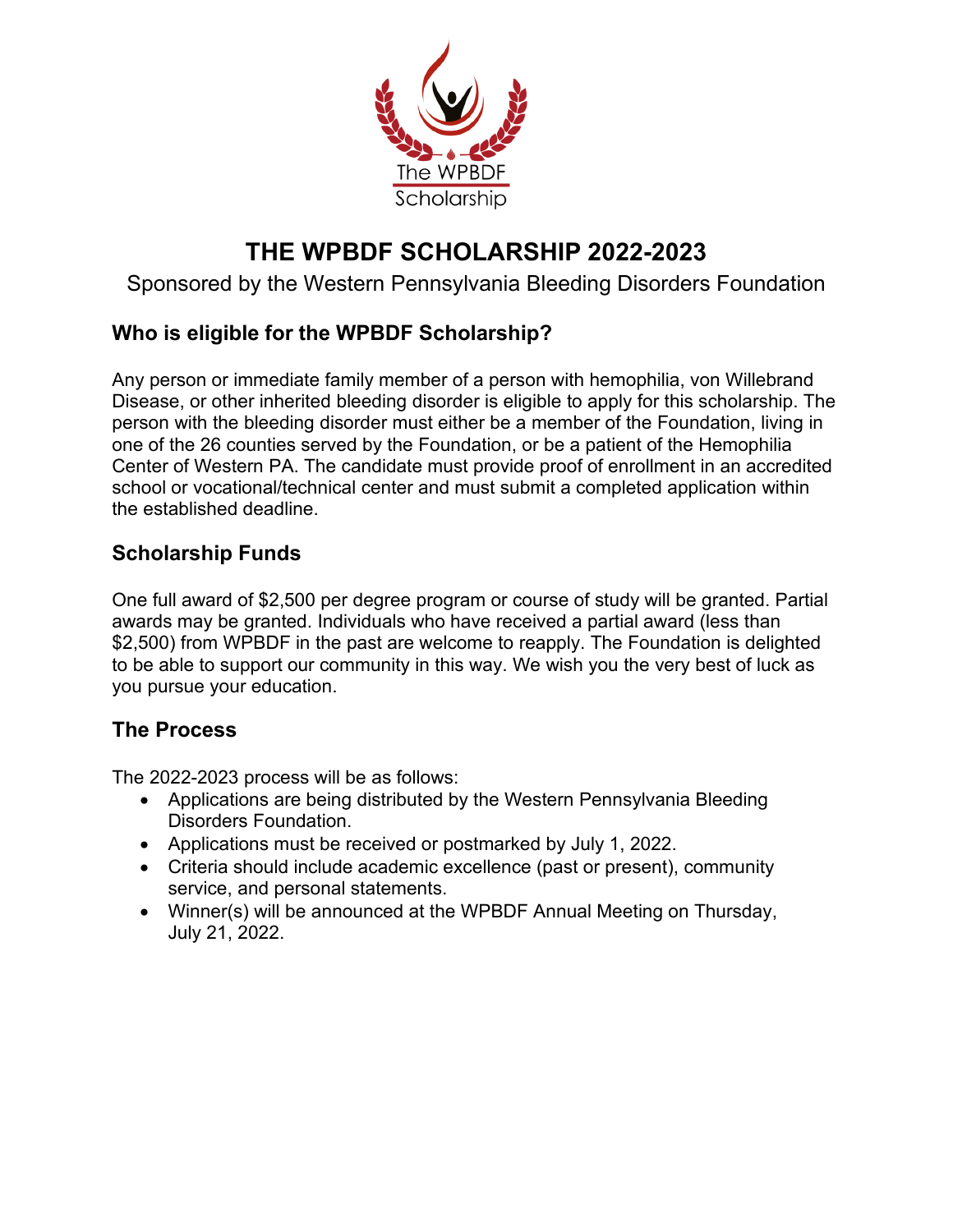# THE WPBDF SCHOLARSHIP 2022-2023

Sponsored by the Western Pennsylvania Bleeding Disorders Foundation

## Who is eligible for the WPBDF Scholarship?

Any person or immediate family member of a person with hemophilia, von Willebrand Disease, or other inherited bleeding disorder is eligible to apply for this scholarship. The person with the bleeding disorder must either be a member of the Foundation, living in one of the 26 counties served by the Foundation, or be a patient of the Hemophilia Center of Western PA. The candidate must provide proof of enrollment in an accredited school or vocational/technical center and must submit a completed application within the established deadline.

## Scholarship Funds

One full award of $2,500 per degree program or course of study will be granted. Partial awards may be granted. Individuals who have received a partial award (less than $2,500) from WPBDF in the past are welcome to reapply. The Foundation is delighted to be able to support our community in this way. We wish you the very best of luck as you pursue your education.

## The Process

The 2022-2023 process will be as follows:

- Applications are being distributed by the Western Pennsylvania Bleeding Disorders Foundation.
- Applications must be received or postmarked by July 1, 2022.
- Criteria should include academic excellence (past or present), community service, and personal statements.
- Winner(s) will be announced at the WPBDF Annual Meeting on Thursday, July 21, 2022.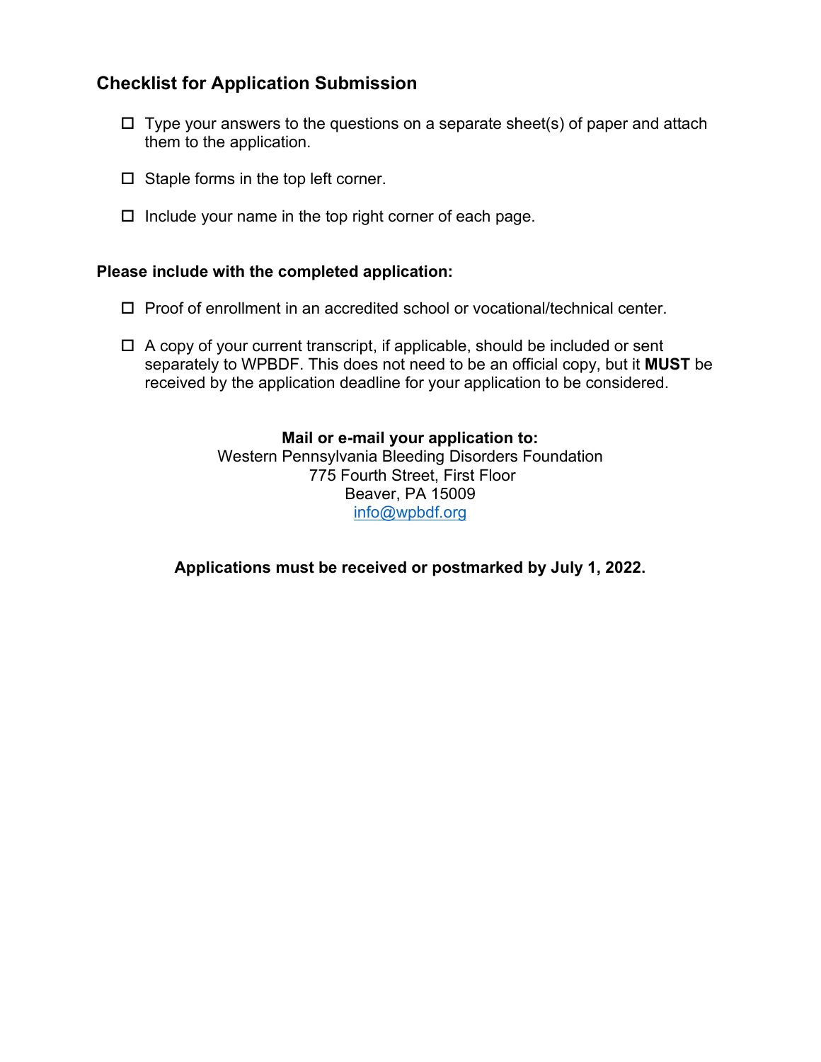## Checklist for Application Submission

- ☐ Type your answers to the questions on a separate sheet(s) of paper and attach them to the application.
- ☐ Staple forms in the top left corner.
- ☐ Include your name in the top right corner of each page.

**Please include with the completed application:**

- ☐ Proof of enrollment in an accredited school or vocational/technical center.
- ☐ A copy of your current transcript, if applicable, should be included or sent separately to WPBDF. This does not need to be an official copy, but it **MUST** be received by the application deadline for your application to be considered.

**Mail or e-mail your application to:**
Western Pennsylvania Bleeding Disorders Foundation
775 Fourth Street, First Floor
Beaver, PA 15009
info@wpbdf.org

**Applications must be received or postmarked by July 1, 2022.**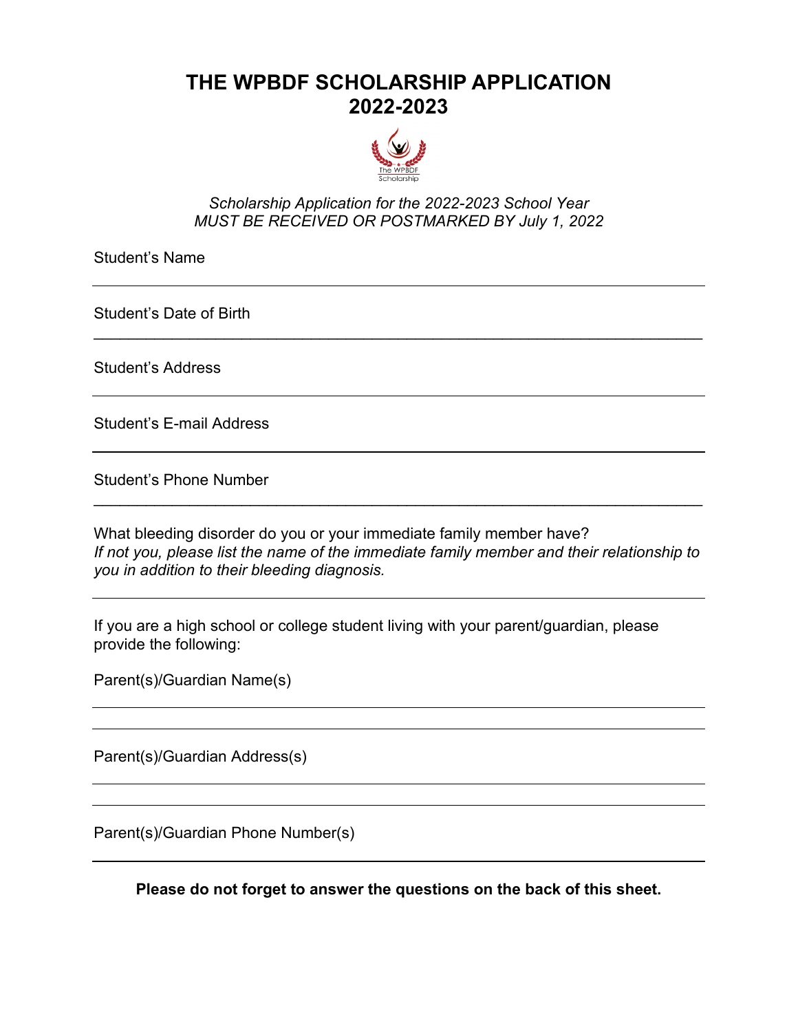# THE WPBDF SCHOLARSHIP APPLICATION 2022-2023

*Scholarship Application for the 2022-2023 School Year*
*MUST BE RECEIVED OR POSTMARKED BY July 1, 2022*

Student's Name

---

Student's Date of Birth

---

Student's Address

---

Student's E-mail Address

---

Student's Phone Number

---

What bleeding disorder do you or your immediate family member have?
*If not you, please list the name of the immediate family member and their relationship to you in addition to their bleeding diagnosis.*

---

If you are a high school or college student living with your parent/guardian, please provide the following:

Parent(s)/Guardian Name(s)

---

---

Parent(s)/Guardian Address(s)

---

---

Parent(s)/Guardian Phone Number(s)

---

**Please do not forget to answer the questions on the back of this sheet.**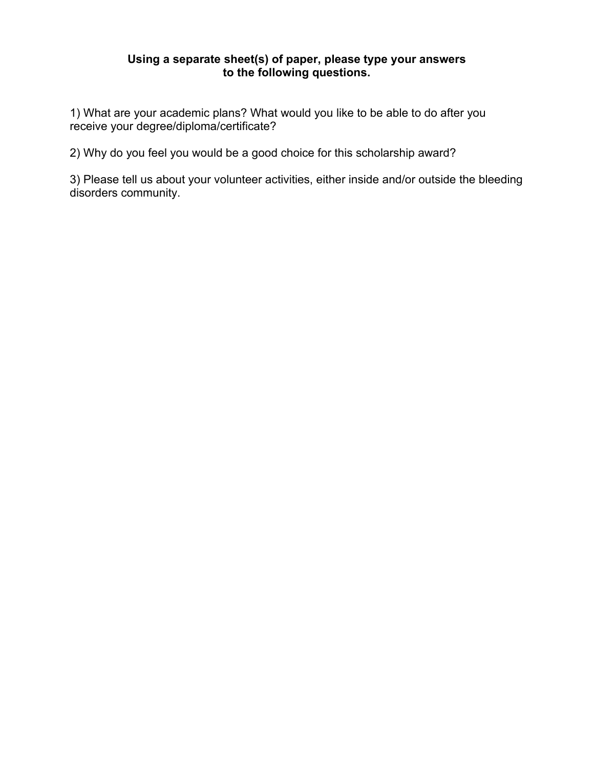**Using a separate sheet(s) of paper, please type your answers to the following questions.**

1) What are your academic plans? What would you like to be able to do after you receive your degree/diploma/certificate?

2) Why do you feel you would be a good choice for this scholarship award?

3) Please tell us about your volunteer activities, either inside and/or outside the bleeding disorders community.